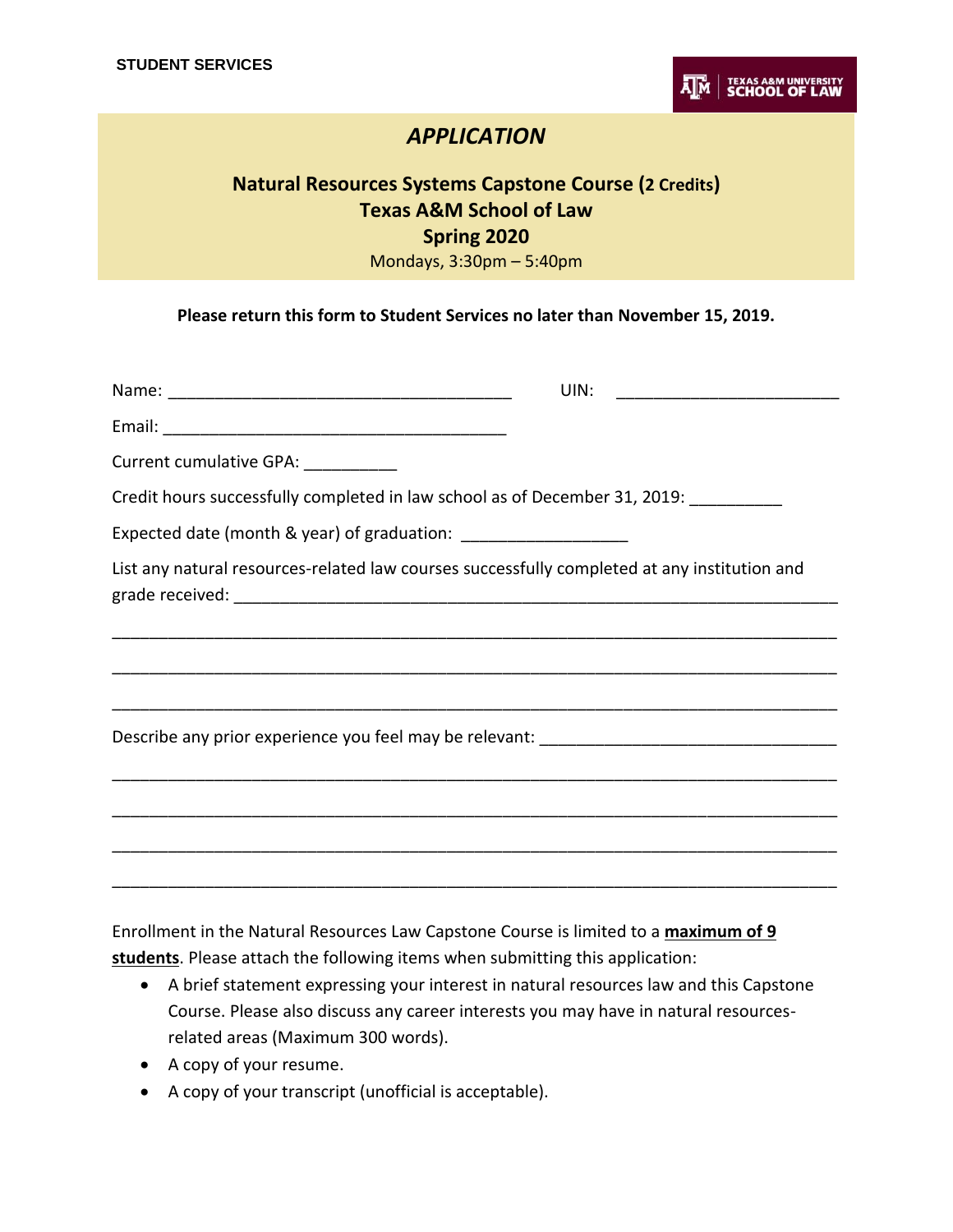STUDENT SERVICES

TEXAS A&M UNIVERSITY SCHOOL OF LAW

# *APPLICATION*

## Natural Resources Systems Capstone Course (2 Credits)
## Texas A&M School of Law
## Spring 2020

Mondays, 3:30pm – 5:40pm

**Please return this form to Student Services no later than November 15, 2019.**

Name: ____________________________________ UIN: ________________________

Email: ____________________________________

Current cumulative GPA: __________

Credit hours successfully completed in law school as of December 31, 2019: __________

Expected date (month & year) of graduation: __________________

List any natural resources-related law courses successfully completed at any institution and grade received: ____________________________________________________________

______________________________________________________________________________

______________________________________________________________________________

______________________________________________________________________________

Describe any prior experience you feel may be relevant: ________________________________

______________________________________________________________________________

______________________________________________________________________________

______________________________________________________________________________

______________________________________________________________________________

Enrollment in the Natural Resources Law Capstone Course is limited to a **maximum of 9 students**. Please attach the following items when submitting this application:

- A brief statement expressing your interest in natural resources law and this Capstone Course. Please also discuss any career interests you may have in natural resources-related areas (Maximum 300 words).
- A copy of your resume.
- A copy of your transcript (unofficial is acceptable).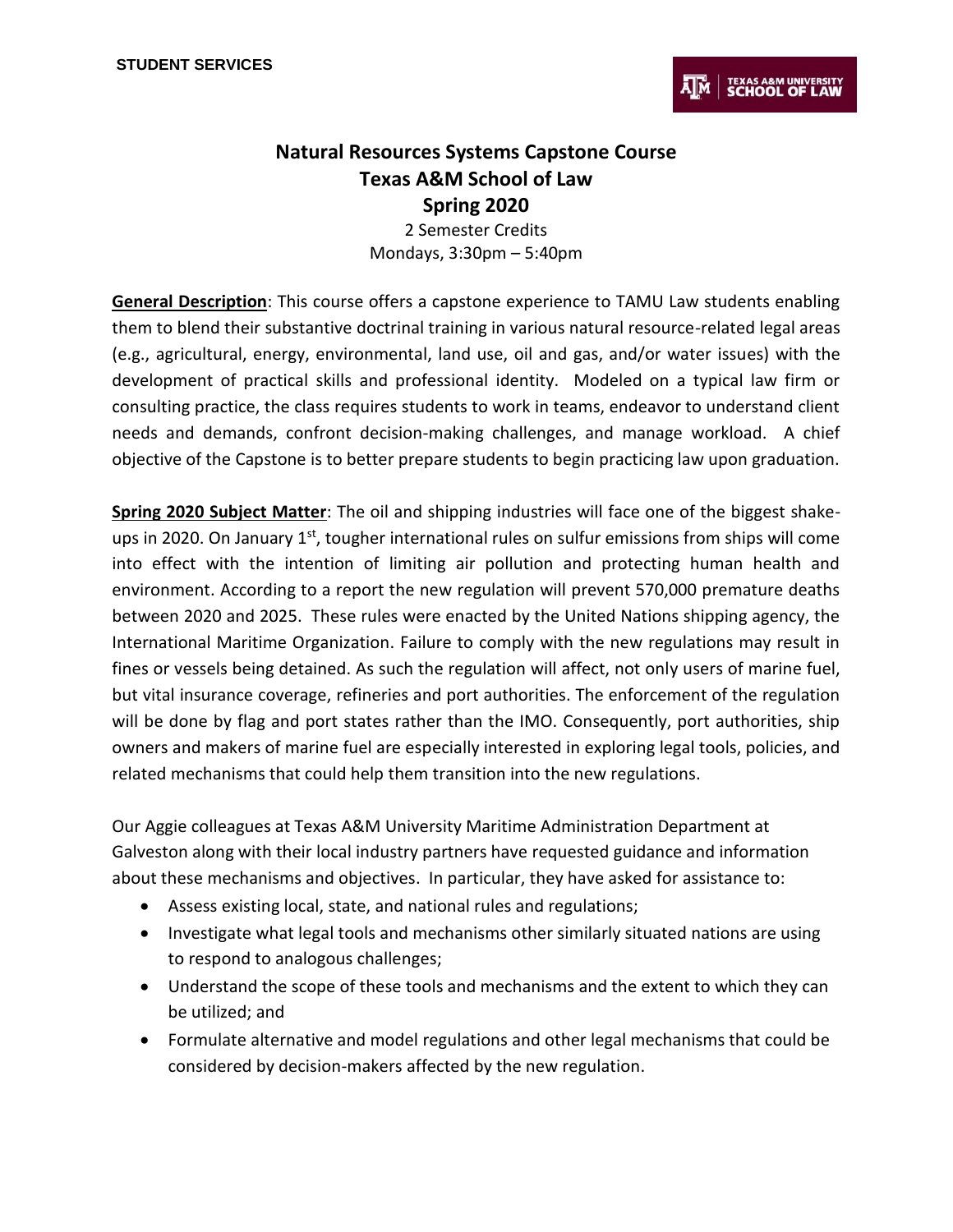**STUDENT SERVICES**

# Natural Resources Systems Capstone Course
## Texas A&M School of Law
## Spring 2020

2 Semester Credits
Mondays, 3:30pm – 5:40pm

**General Description**: This course offers a capstone experience to TAMU Law students enabling them to blend their substantive doctrinal training in various natural resource-related legal areas (e.g., agricultural, energy, environmental, land use, oil and gas, and/or water issues) with the development of practical skills and professional identity. Modeled on a typical law firm or consulting practice, the class requires students to work in teams, endeavor to understand client needs and demands, confront decision-making challenges, and manage workload. A chief objective of the Capstone is to better prepare students to begin practicing law upon graduation.

**Spring 2020 Subject Matter**: The oil and shipping industries will face one of the biggest shake-ups in 2020. On January 1st, tougher international rules on sulfur emissions from ships will come into effect with the intention of limiting air pollution and protecting human health and environment. According to a report the new regulation will prevent 570,000 premature deaths between 2020 and 2025. These rules were enacted by the United Nations shipping agency, the International Maritime Organization. Failure to comply with the new regulations may result in fines or vessels being detained. As such the regulation will affect, not only users of marine fuel, but vital insurance coverage, refineries and port authorities. The enforcement of the regulation will be done by flag and port states rather than the IMO. Consequently, port authorities, ship owners and makers of marine fuel are especially interested in exploring legal tools, policies, and related mechanisms that could help them transition into the new regulations.

Our Aggie colleagues at Texas A&M University Maritime Administration Department at Galveston along with their local industry partners have requested guidance and information about these mechanisms and objectives. In particular, they have asked for assistance to:

- Assess existing local, state, and national rules and regulations;
- Investigate what legal tools and mechanisms other similarly situated nations are using to respond to analogous challenges;
- Understand the scope of these tools and mechanisms and the extent to which they can be utilized; and
- Formulate alternative and model regulations and other legal mechanisms that could be considered by decision-makers affected by the new regulation.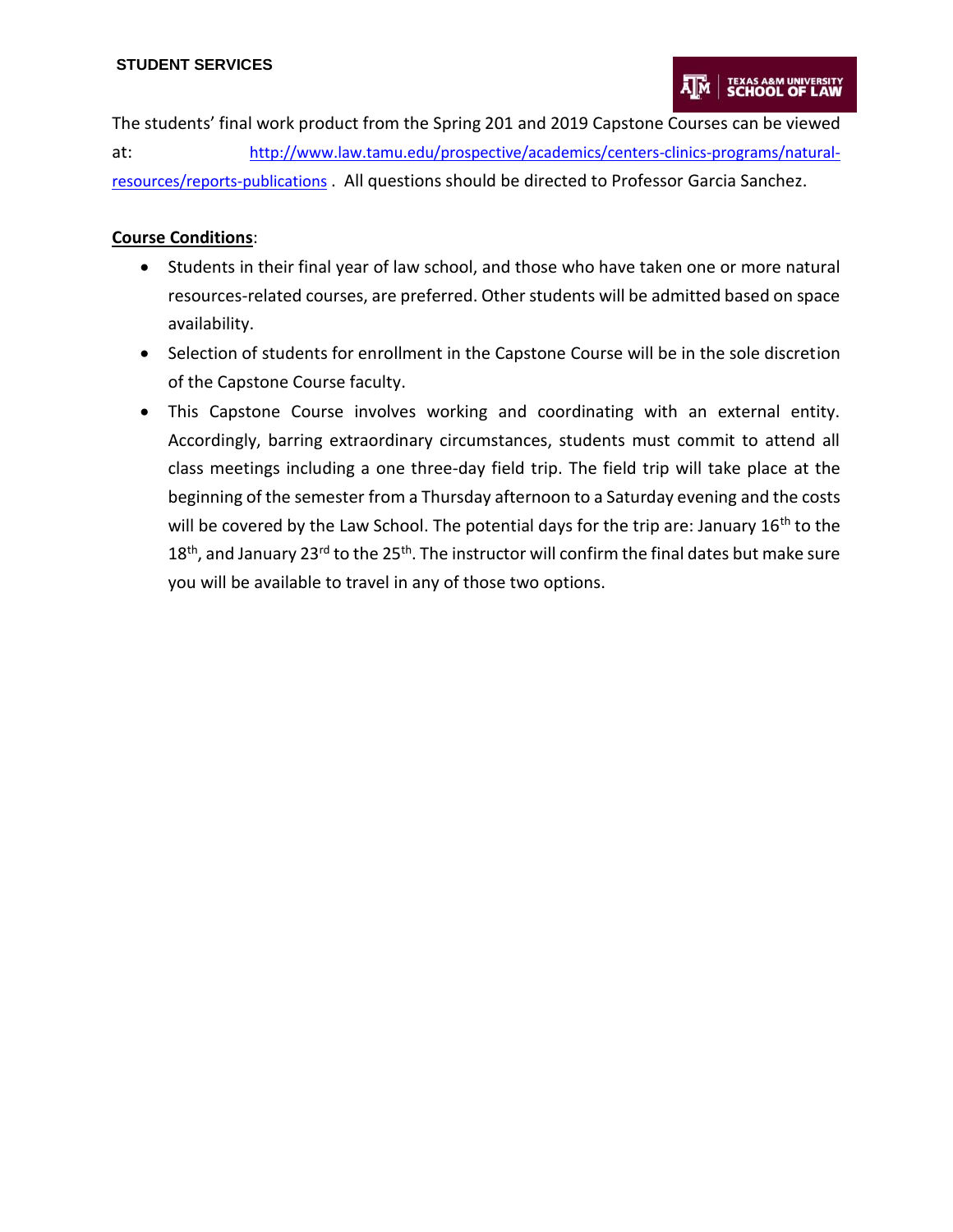The students' final work product from the Spring 201 and 2019 Capstone Courses can be viewed at: http://www.law.tamu.edu/prospective/academics/centers-clinics-programs/natural-resources/reports-publications . All questions should be directed to Professor Garcia Sanchez.

**Course Conditions**:

- Students in their final year of law school, and those who have taken one or more natural resources-related courses, are preferred. Other students will be admitted based on space availability.
- Selection of students for enrollment in the Capstone Course will be in the sole discretion of the Capstone Course faculty.
- This Capstone Course involves working and coordinating with an external entity. Accordingly, barring extraordinary circumstances, students must commit to attend all class meetings including a one three-day field trip. The field trip will take place at the beginning of the semester from a Thursday afternoon to a Saturday evening and the costs will be covered by the Law School. The potential days for the trip are: January 16th to the 18th, and January 23rd to the 25th. The instructor will confirm the final dates but make sure you will be available to travel in any of those two options.